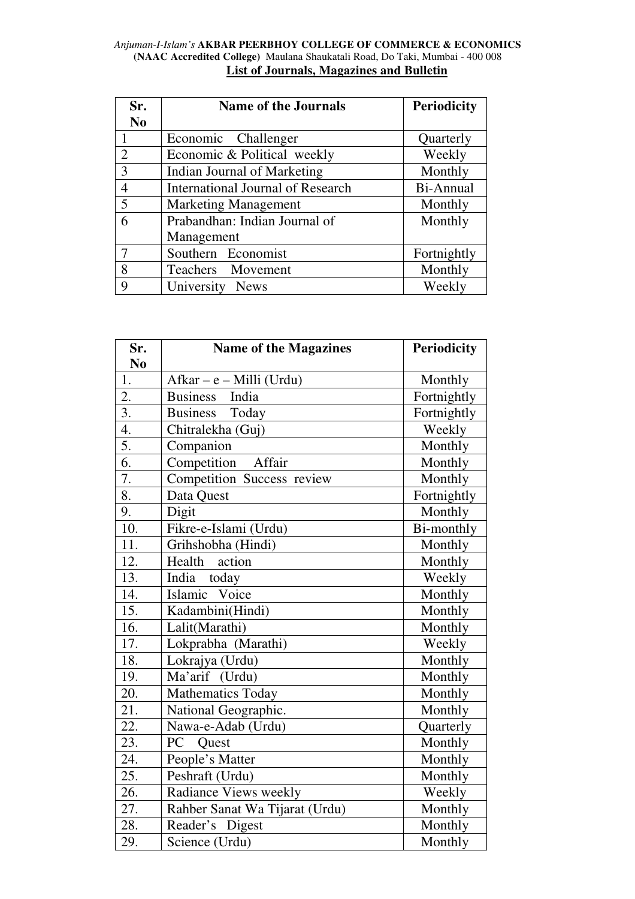*Anjuman-I-Islam's* **AKBAR PEERBHOY COLLEGE OF COMMERCE & ECONOMICS**
**(NAAC Accredited College)** Maulana Shaukatali Road, Do Taki, Mumbai - 400 008

**List of Journals, Magazines and Bulletin**

| Sr. No | Name of the Journals | Periodicity |
|---|---|---|
| 1 | Economic Challenger | Quarterly |
| 2 | Economic & Political weekly | Weekly |
| 3 | Indian Journal of Marketing | Monthly |
| 4 | International Journal of Research | Bi-Annual |
| 5 | Marketing Management | Monthly |
| 6 | Prabandhan: Indian Journal of Management | Monthly |
| 7 | Southern Economist | Fortnightly |
| 8 | Teachers Movement | Monthly |
| 9 | University News | Weekly |

| Sr. No | Name of the Magazines | Periodicity |
|---|---|---|
| 1. | Afkar – e – Milli (Urdu) | Monthly |
| 2. | Business India | Fortnightly |
| 3. | Business Today | Fortnightly |
| 4. | Chitralekha (Guj) | Weekly |
| 5. | Companion | Monthly |
| 6. | Competition Affair | Monthly |
| 7. | Competition Success review | Monthly |
| 8. | Data Quest | Fortnightly |
| 9. | Digit | Monthly |
| 10. | Fikre-e-Islami (Urdu) | Bi-monthly |
| 11. | Grihshobha (Hindi) | Monthly |
| 12. | Health action | Monthly |
| 13. | India today | Weekly |
| 14. | Islamic Voice | Monthly |
| 15. | Kadambini(Hindi) | Monthly |
| 16. | Lalit(Marathi) | Monthly |
| 17. | Lokprabha (Marathi) | Weekly |
| 18. | Lokrajya (Urdu) | Monthly |
| 19. | Ma'arif (Urdu) | Monthly |
| 20. | Mathematics Today | Monthly |
| 21. | National Geographic. | Monthly |
| 22. | Nawa-e-Adab (Urdu) | Quarterly |
| 23. | PC Quest | Monthly |
| 24. | People's Matter | Monthly |
| 25. | Peshraft (Urdu) | Monthly |
| 26. | Radiance Views weekly | Weekly |
| 27. | Rahber Sanat Wa Tijarat (Urdu) | Monthly |
| 28. | Reader's Digest | Monthly |
| 29. | Science (Urdu) | Monthly |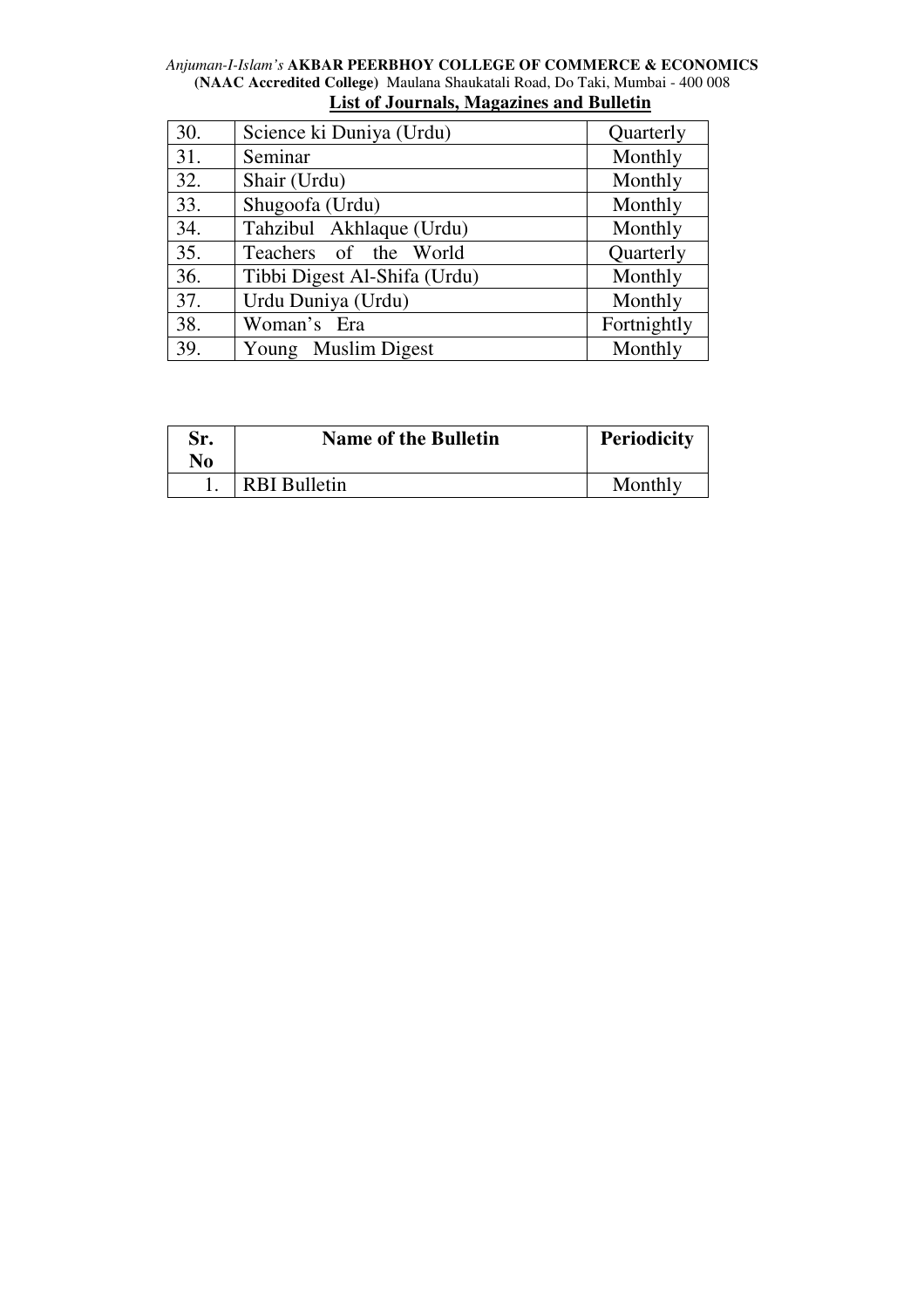*Anjuman-I-Islam's* **AKBAR PEERBHOY COLLEGE OF COMMERCE & ECONOMICS**
**(NAAC Accredited College)** Maulana Shaukatali Road, Do Taki, Mumbai - 400 008

**List of Journals, Magazines and Bulletin**

| | | |
|---|---|---|
| 30. | Science ki Duniya (Urdu) | Quarterly |
| 31. | Seminar | Monthly |
| 32. | Shair (Urdu) | Monthly |
| 33. | Shugoofa (Urdu) | Monthly |
| 34. | Tahzibul Akhlaque (Urdu) | Monthly |
| 35. | Teachers of the World | Quarterly |
| 36. | Tibbi Digest Al-Shifa (Urdu) | Monthly |
| 37. | Urdu Duniya (Urdu) | Monthly |
| 38. | Woman's Era | Fortnightly |
| 39. | Young Muslim Digest | Monthly |

| Sr. No | Name of the Bulletin | Periodicity |
|---|---|---|
| 1. | RBI Bulletin | Monthly |